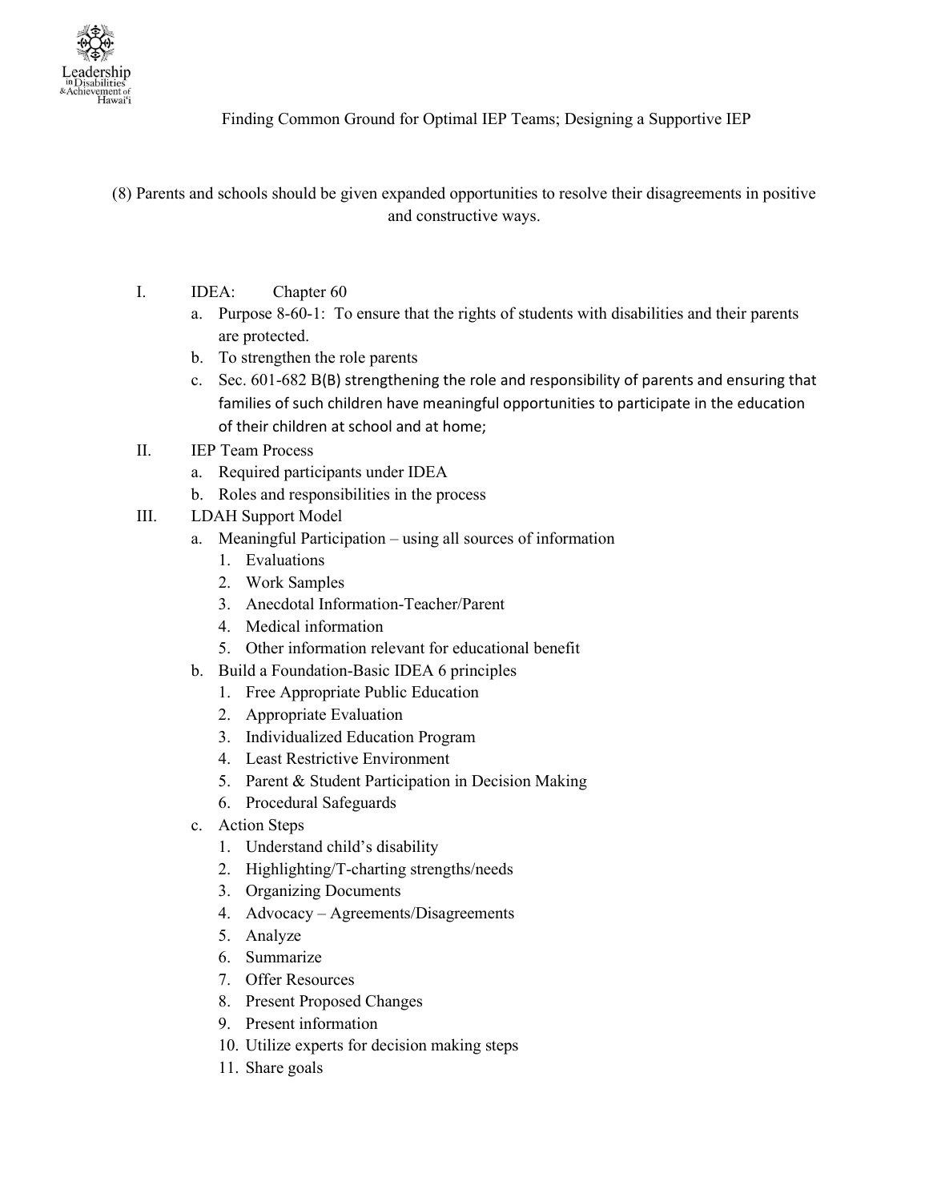Leadership in Disabilities & Achievement of Hawai'i

## Finding Common Ground for Optimal IEP Teams; Designing a Supportive IEP

(8) Parents and schools should be given expanded opportunities to resolve their disagreements in positive and constructive ways.

I. IDEA: Chapter 60
   a. Purpose 8-60-1: To ensure that the rights of students with disabilities and their parents are protected.
   b. To strengthen the role parents
   c. Sec. 601-682 B(B) strengthening the role and responsibility of parents and ensuring that families of such children have meaningful opportunities to participate in the education of their children at school and at home;

II. IEP Team Process
   a. Required participants under IDEA
   b. Roles and responsibilities in the process

III. LDAH Support Model
   a. Meaningful Participation – using all sources of information
      1. Evaluations
      2. Work Samples
      3. Anecdotal Information-Teacher/Parent
      4. Medical information
      5. Other information relevant for educational benefit
   b. Build a Foundation-Basic IDEA 6 principles
      1. Free Appropriate Public Education
      2. Appropriate Evaluation
      3. Individualized Education Program
      4. Least Restrictive Environment
      5. Parent & Student Participation in Decision Making
      6. Procedural Safeguards
   c. Action Steps
      1. Understand child's disability
      2. Highlighting/T-charting strengths/needs
      3. Organizing Documents
      4. Advocacy – Agreements/Disagreements
      5. Analyze
      6. Summarize
      7. Offer Resources
      8. Present Proposed Changes
      9. Present information
      10. Utilize experts for decision making steps
      11. Share goals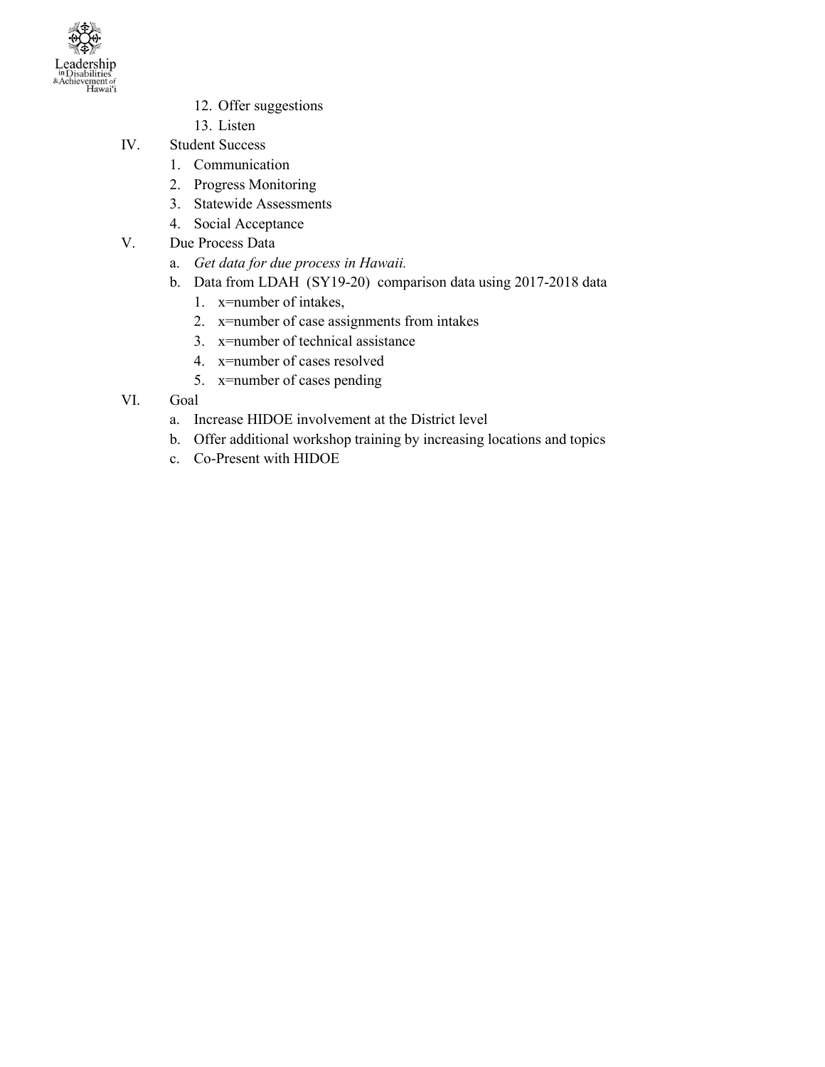12. Offer suggestions
13. Listen

IV. Student Success

1. Communication
2. Progress Monitoring
3. Statewide Assessments
4. Social Acceptance

V. Due Process Data

a. *Get data for due process in Hawaii.*

b. Data from LDAH (SY19-20) comparison data using 2017-2018 data

1. x=number of intakes,
2. x=number of case assignments from intakes
3. x=number of technical assistance
4. x=number of cases resolved
5. x=number of cases pending

VI. Goal

a. Increase HIDOE involvement at the District level

b. Offer additional workshop training by increasing locations and topics

c. Co-Present with HIDOE